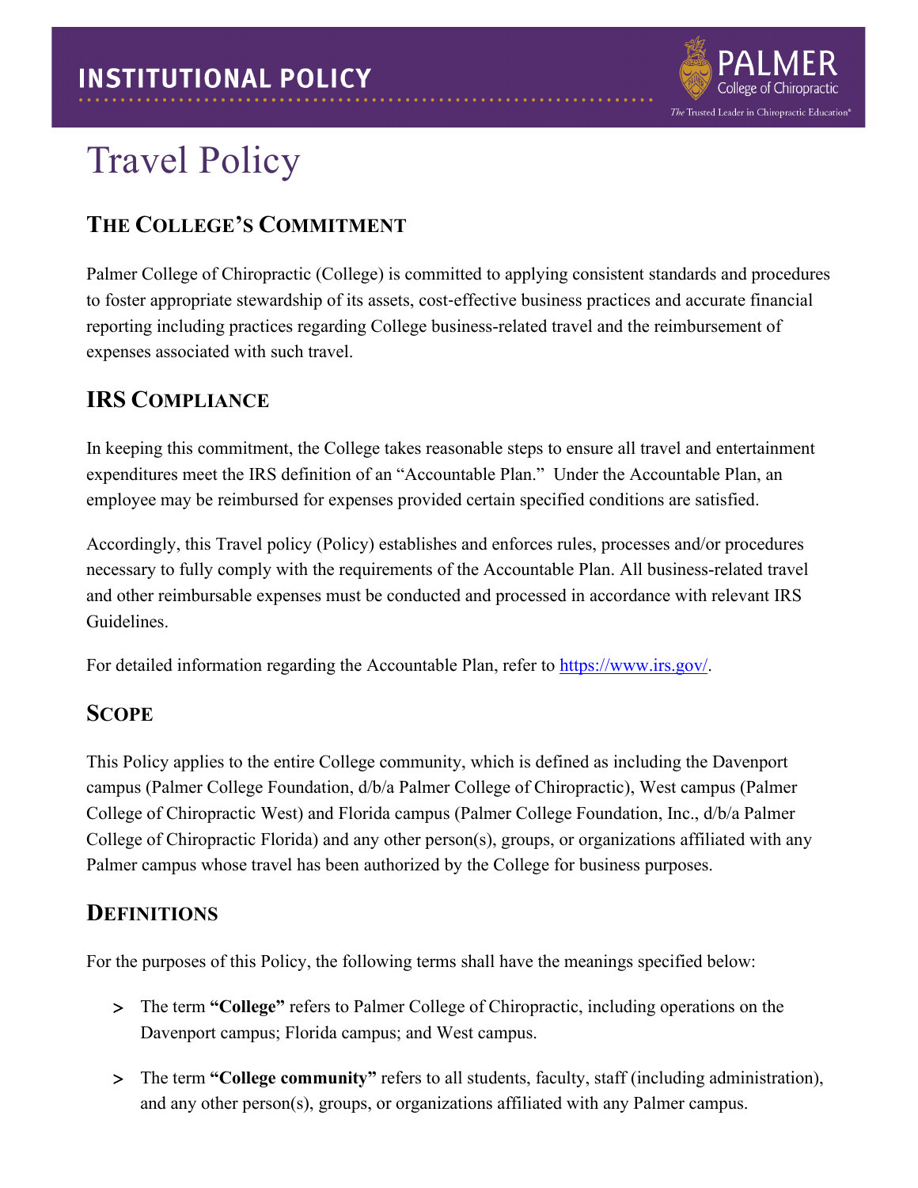# Travel Policy

## THE COLLEGE'S COMMITMENT

Palmer College of Chiropractic (College) is committed to applying consistent standards and procedures to foster appropriate stewardship of its assets, cost-effective business practices and accurate financial reporting including practices regarding College business-related travel and the reimbursement of expenses associated with such travel.

## IRS COMPLIANCE

In keeping this commitment, the College takes reasonable steps to ensure all travel and entertainment expenditures meet the IRS definition of an "Accountable Plan." Under the Accountable Plan, an employee may be reimbursed for expenses provided certain specified conditions are satisfied.

Accordingly, this Travel policy (Policy) establishes and enforces rules, processes and/or procedures necessary to fully comply with the requirements of the Accountable Plan. All business-related travel and other reimbursable expenses must be conducted and processed in accordance with relevant IRS Guidelines.

For detailed information regarding the Accountable Plan, refer to https://www.irs.gov/.

## SCOPE

This Policy applies to the entire College community, which is defined as including the Davenport campus (Palmer College Foundation, d/b/a Palmer College of Chiropractic), West campus (Palmer College of Chiropractic West) and Florida campus (Palmer College Foundation, Inc., d/b/a Palmer College of Chiropractic Florida) and any other person(s), groups, or organizations affiliated with any Palmer campus whose travel has been authorized by the College for business purposes.

## DEFINITIONS

For the purposes of this Policy, the following terms shall have the meanings specified below:

- The term **"College"** refers to Palmer College of Chiropractic, including operations on the Davenport campus; Florida campus; and West campus.
- The term **"College community"** refers to all students, faculty, staff (including administration), and any other person(s), groups, or organizations affiliated with any Palmer campus.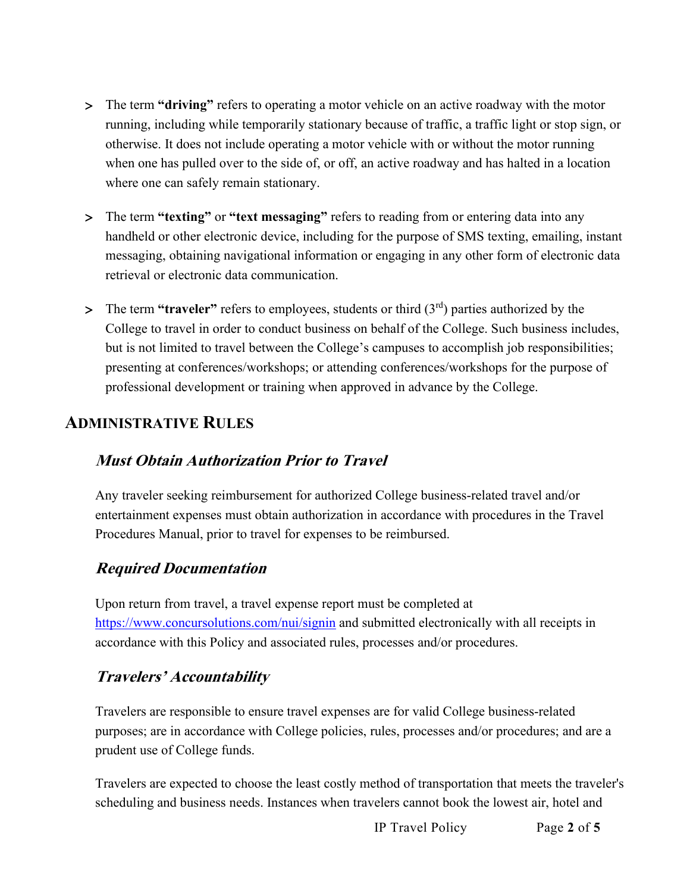- The term **"driving"** refers to operating a motor vehicle on an active roadway with the motor running, including while temporarily stationary because of traffic, a traffic light or stop sign, or otherwise. It does not include operating a motor vehicle with or without the motor running when one has pulled over to the side of, or off, an active roadway and has halted in a location where one can safely remain stationary.

- The term **"texting"** or **"text messaging"** refers to reading from or entering data into any handheld or other electronic device, including for the purpose of SMS texting, emailing, instant messaging, obtaining navigational information or engaging in any other form of electronic data retrieval or electronic data communication.

- The term **"traveler"** refers to employees, students or third (3rd) parties authorized by the College to travel in order to conduct business on behalf of the College. Such business includes, but is not limited to travel between the College's campuses to accomplish job responsibilities; presenting at conferences/workshops; or attending conferences/workshops for the purpose of professional development or training when approved in advance by the College.

## ADMINISTRATIVE RULES

### *Must Obtain Authorization Prior to Travel*

Any traveler seeking reimbursement for authorized College business-related travel and/or entertainment expenses must obtain authorization in accordance with procedures in the Travel Procedures Manual, prior to travel for expenses to be reimbursed.

### *Required Documentation*

Upon return from travel, a travel expense report must be completed at https://www.concursolutions.com/nui/signin and submitted electronically with all receipts in accordance with this Policy and associated rules, processes and/or procedures.

### *Travelers' Accountability*

Travelers are responsible to ensure travel expenses are for valid College business-related purposes; are in accordance with College policies, rules, processes and/or procedures; and are a prudent use of College funds.

Travelers are expected to choose the least costly method of transportation that meets the traveler's scheduling and business needs. Instances when travelers cannot book the lowest air, hotel and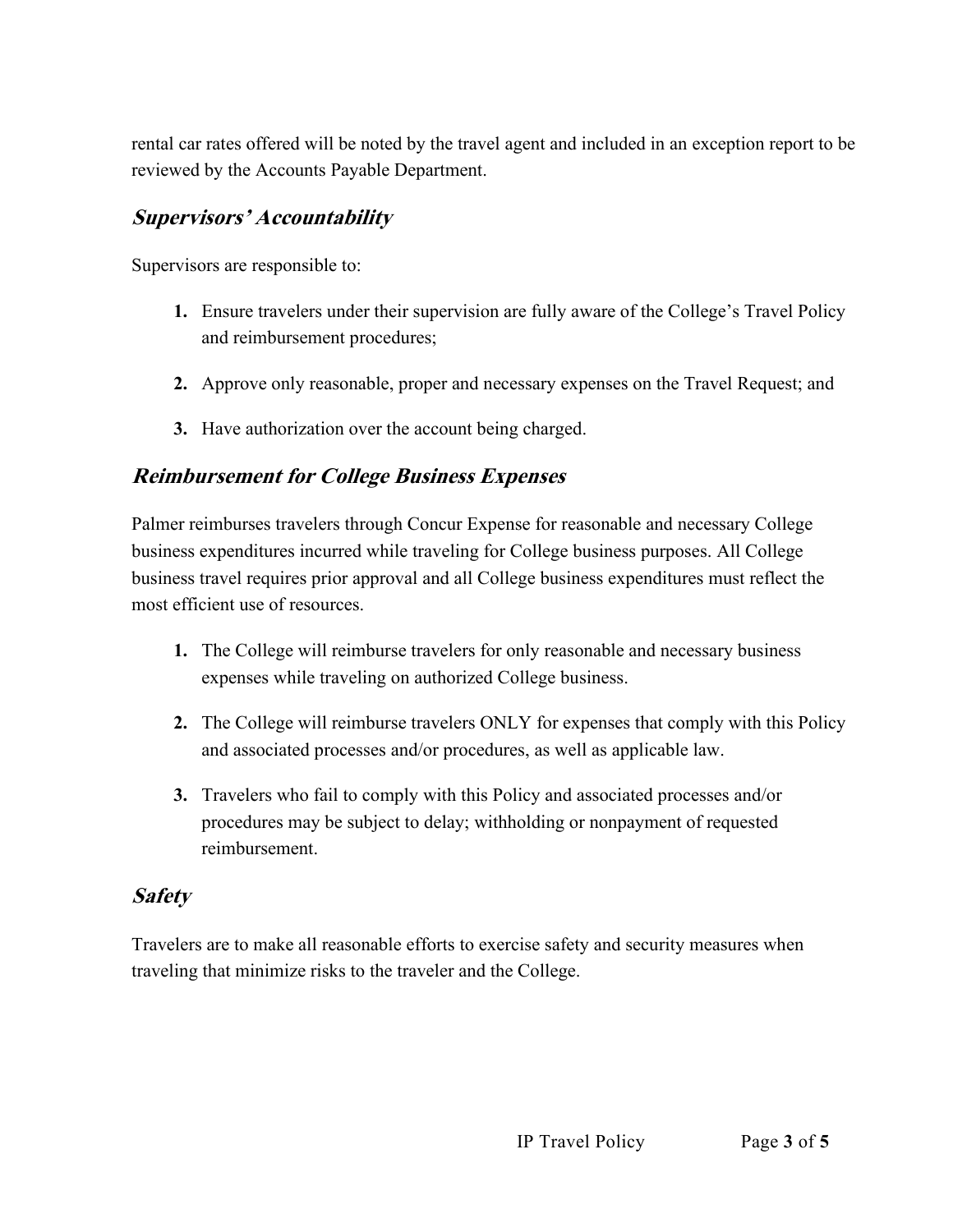rental car rates offered will be noted by the travel agent and included in an exception report to be reviewed by the Accounts Payable Department.

## *Supervisors' Accountability*

Supervisors are responsible to:

1. Ensure travelers under their supervision are fully aware of the College's Travel Policy and reimbursement procedures;
2. Approve only reasonable, proper and necessary expenses on the Travel Request; and
3. Have authorization over the account being charged.

## *Reimbursement for College Business Expenses*

Palmer reimburses travelers through Concur Expense for reasonable and necessary College business expenditures incurred while traveling for College business purposes. All College business travel requires prior approval and all College business expenditures must reflect the most efficient use of resources.

1. The College will reimburse travelers for only reasonable and necessary business expenses while traveling on authorized College business.
2. The College will reimburse travelers ONLY for expenses that comply with this Policy and associated processes and/or procedures, as well as applicable law.
3. Travelers who fail to comply with this Policy and associated processes and/or procedures may be subject to delay; withholding or nonpayment of requested reimbursement.

## *Safety*

Travelers are to make all reasonable efforts to exercise safety and security measures when traveling that minimize risks to the traveler and the College.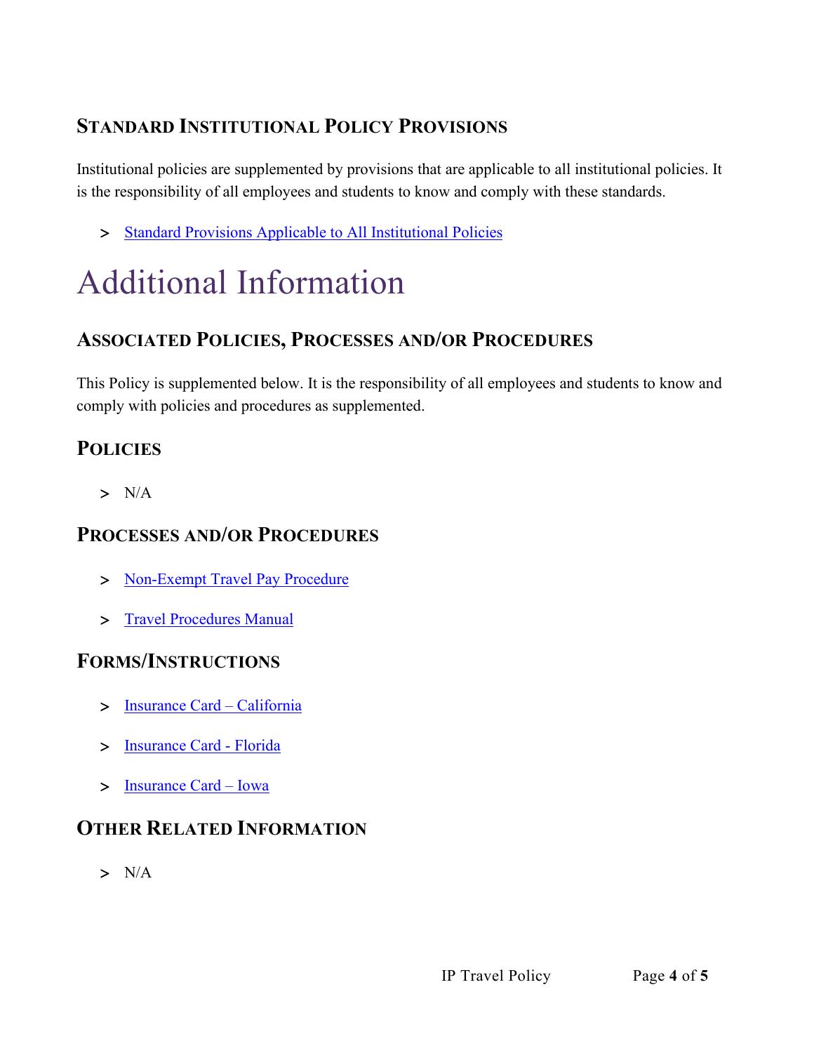### Standard Institutional Policy Provisions

Institutional policies are supplemented by provisions that are applicable to all institutional policies. It is the responsibility of all employees and students to know and comply with these standards.

- Standard Provisions Applicable to All Institutional Policies

# Additional Information

### Associated Policies, Processes and/or Procedures

This Policy is supplemented below. It is the responsibility of all employees and students to know and comply with policies and procedures as supplemented.

### Policies

- N/A

### Processes and/or Procedures

- Non-Exempt Travel Pay Procedure
- Travel Procedures Manual

### Forms/Instructions

- Insurance Card – California
- Insurance Card - Florida
- Insurance Card – Iowa

### Other Related Information

- N/A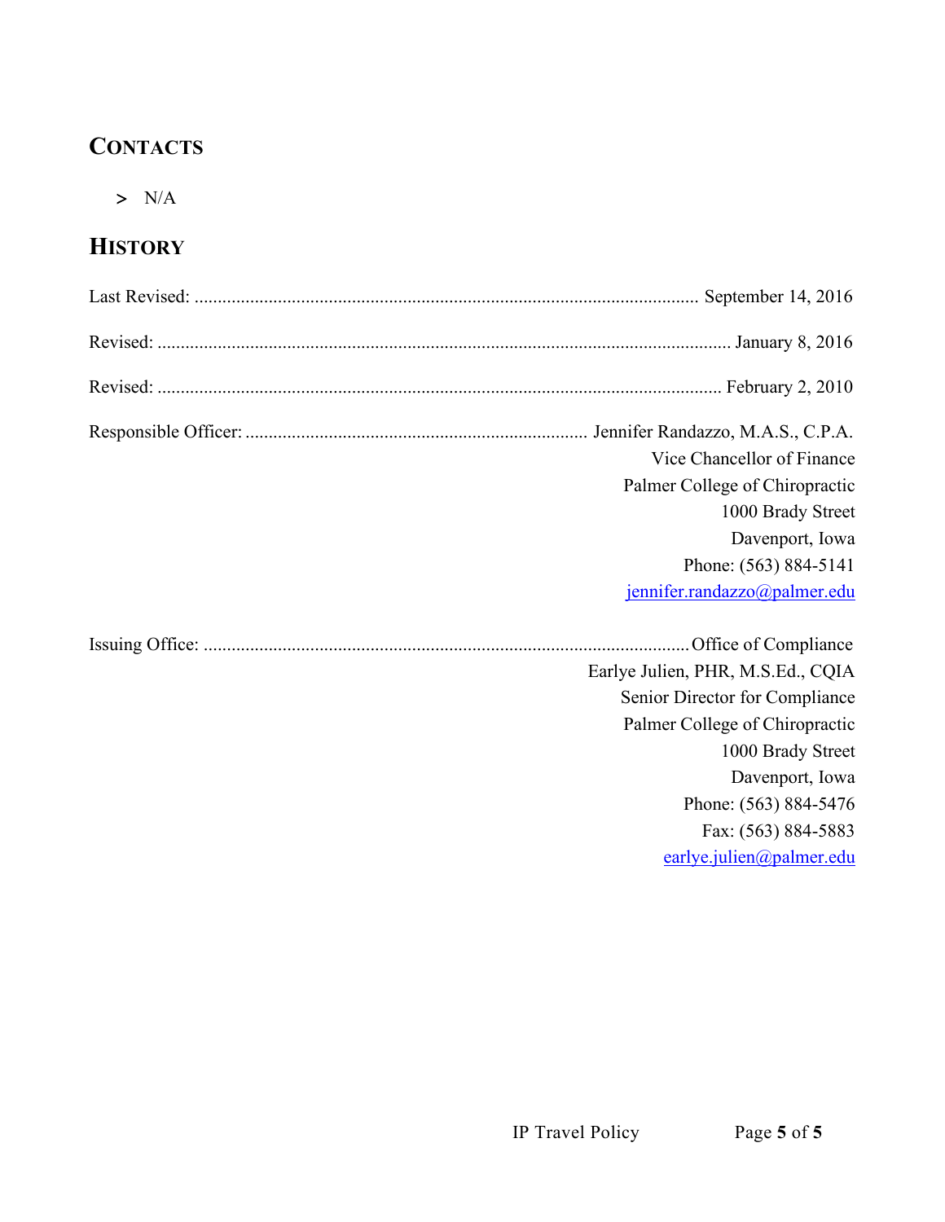## CONTACTS

- N/A

## HISTORY

Last Revised: ........................................................................................................... September 14, 2016

Revised: ........................................................................................................................... January 8, 2016

Revised: ......................................................................................................................... February 2, 2010

Responsible Officer: ......................................................................... Jennifer Randazzo, M.A.S., C.P.A.
Vice Chancellor of Finance
Palmer College of Chiropractic
1000 Brady Street
Davenport, Iowa
Phone: (563) 884-5141
jennifer.randazzo@palmer.edu

Issuing Office: ........................................................................................................ Office of Compliance
Earlye Julien, PHR, M.S.Ed., CQIA
Senior Director for Compliance
Palmer College of Chiropractic
1000 Brady Street
Davenport, Iowa
Phone: (563) 884-5476
Fax: (563) 884-5883
earlye.julien@palmer.edu